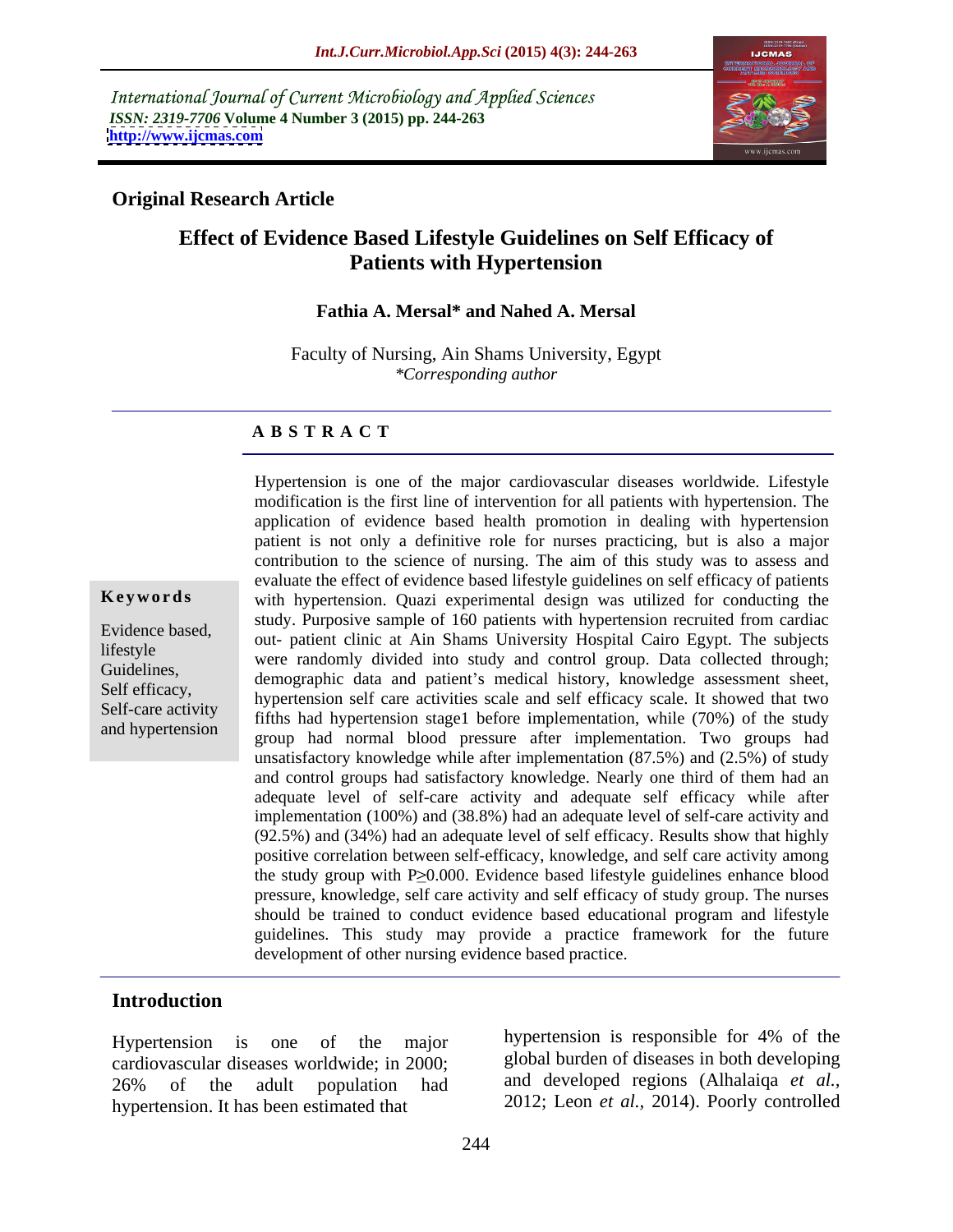International Journal of Current Microbiology and Applied Sciences
*ISSN: 2319-7706* **Volume 4 Number 3 (2015) pp. 244-263**
**http://www.ijcmas.com**

**Original Research Article**

# Effect of Evidence Based Lifestyle Guidelines on Self Efficacy of Patients with Hypertension

**Fathia A. Mersal\* and Nahed A. Mersal**

Faculty of Nursing, Ain Shams University, Egypt
*\*Corresponding author*

## ABSTRACT

**Keywords**

Evidence based, lifestyle Guidelines, Self efficacy, Self-care activity and hypertension

Hypertension is one of the major cardiovascular diseases worldwide. Lifestyle modification is the first line of intervention for all patients with hypertension. The application of evidence based health promotion in dealing with hypertension patient is not only a definitive role for nurses practicing, but is also a major contribution to the science of nursing. The aim of this study was to assess and evaluate the effect of evidence based lifestyle guidelines on self efficacy of patients with hypertension. Quazi experimental design was utilized for conducting the study. Purposive sample of 160 patients with hypertension recruited from cardiac out- patient clinic at Ain Shams University Hospital Cairo Egypt. The subjects were randomly divided into study and control group. Data collected through; demographic data and patient's medical history, knowledge assessment sheet, hypertension self care activities scale and self efficacy scale. It showed that two fifths had hypertension stage1 before implementation, while (70%) of the study group had normal blood pressure after implementation. Two groups had unsatisfactory knowledge while after implementation (87.5%) and (2.5%) of study and control groups had satisfactory knowledge. Nearly one third of them had an adequate level of self-care activity and adequate self efficacy while after implementation (100%) and (38.8%) had an adequate level of self-care activity and (92.5%) and (34%) had an adequate level of self efficacy. Results show that highly positive correlation between self-efficacy, knowledge, and self care activity among the study group with $P \geq 0.000$. Evidence based lifestyle guidelines enhance blood pressure, knowledge, self care activity and self efficacy of study group. The nurses should be trained to conduct evidence based educational program and lifestyle guidelines. This study may provide a practice framework for the future development of other nursing evidence based practice.

## Introduction

Hypertension is one of the major cardiovascular diseases worldwide; in 2000; 26% of the adult population had hypertension. It has been estimated that hypertension is responsible for 4% of the global burden of diseases in both developing and developed regions (Alhalaiqa *et al.,* 2012; Leon *et al.,* 2014). Poorly controlled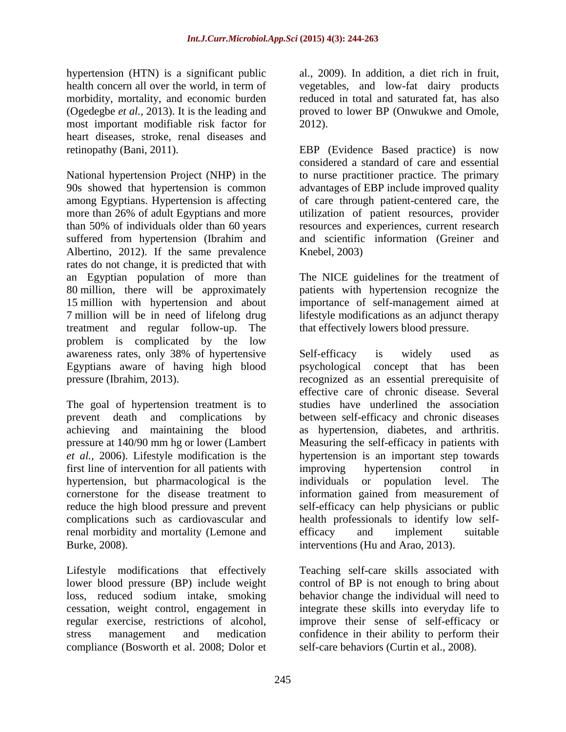hypertension (HTN) is a significant public health concern all over the world, in term of morbidity, mortality, and economic burden (Ogedegbe *et al.,* 2013). It is the leading and most important modifiable risk factor for heart diseases, stroke, renal diseases and retinopathy (Bani, 2011).

National hypertension Project (NHP) in the 90s showed that hypertension is common among Egyptians. Hypertension is affecting more than 26% of adult Egyptians and more than 50% of individuals older than 60 years suffered from hypertension (Ibrahim and Albertino, 2012). If the same prevalence rates do not change, it is predicted that with an Egyptian population of more than 80 million, there will be approximately 15 million with hypertension and about 7 million will be in need of lifelong drug treatment and regular follow-up. The problem is complicated by the low awareness rates, only 38% of hypertensive Egyptians aware of having high blood pressure (Ibrahim, 2013).

The goal of hypertension treatment is to prevent death and complications by achieving and maintaining the blood pressure at 140/90 mm hg or lower (Lambert *et al.,* 2006). Lifestyle modification is the first line of intervention for all patients with hypertension, but pharmacological is the cornerstone for the disease treatment to reduce the high blood pressure and prevent complications such as cardiovascular and renal morbidity and mortality (Lemone and Burke, 2008).

Lifestyle modifications that effectively lower blood pressure (BP) include weight loss, reduced sodium intake, smoking cessation, weight control, engagement in regular exercise, restrictions of alcohol, stress management and medication compliance (Bosworth et al. 2008; Dolor et al., 2009). In addition, a diet rich in fruit, vegetables, and low-fat dairy products reduced in total and saturated fat, has also proved to lower BP (Onwukwe and Omole, 2012).

EBP (Evidence Based practice) is now considered a standard of care and essential to nurse practitioner practice. The primary advantages of EBP include improved quality of care through patient-centered care, the utilization of patient resources, provider resources and experiences, current research and scientific information (Greiner and Knebel, 2003)

The NICE guidelines for the treatment of patients with hypertension recognize the importance of self-management aimed at lifestyle modifications as an adjunct therapy that effectively lowers blood pressure.

Self-efficacy is widely used as psychological concept that has been recognized as an essential prerequisite of effective care of chronic disease. Several studies have underlined the association between self-efficacy and chronic diseases as hypertension, diabetes, and arthritis. Measuring the self-efficacy in patients with hypertension is an important step towards improving hypertension control in individuals or population level. The information gained from measurement of self-efficacy can help physicians or public health professionals to identify low self-efficacy and implement suitable interventions (Hu and Arao, 2013).

Teaching self-care skills associated with control of BP is not enough to bring about behavior change the individual will need to integrate these skills into everyday life to improve their sense of self-efficacy or confidence in their ability to perform their self-care behaviors (Curtin et al., 2008).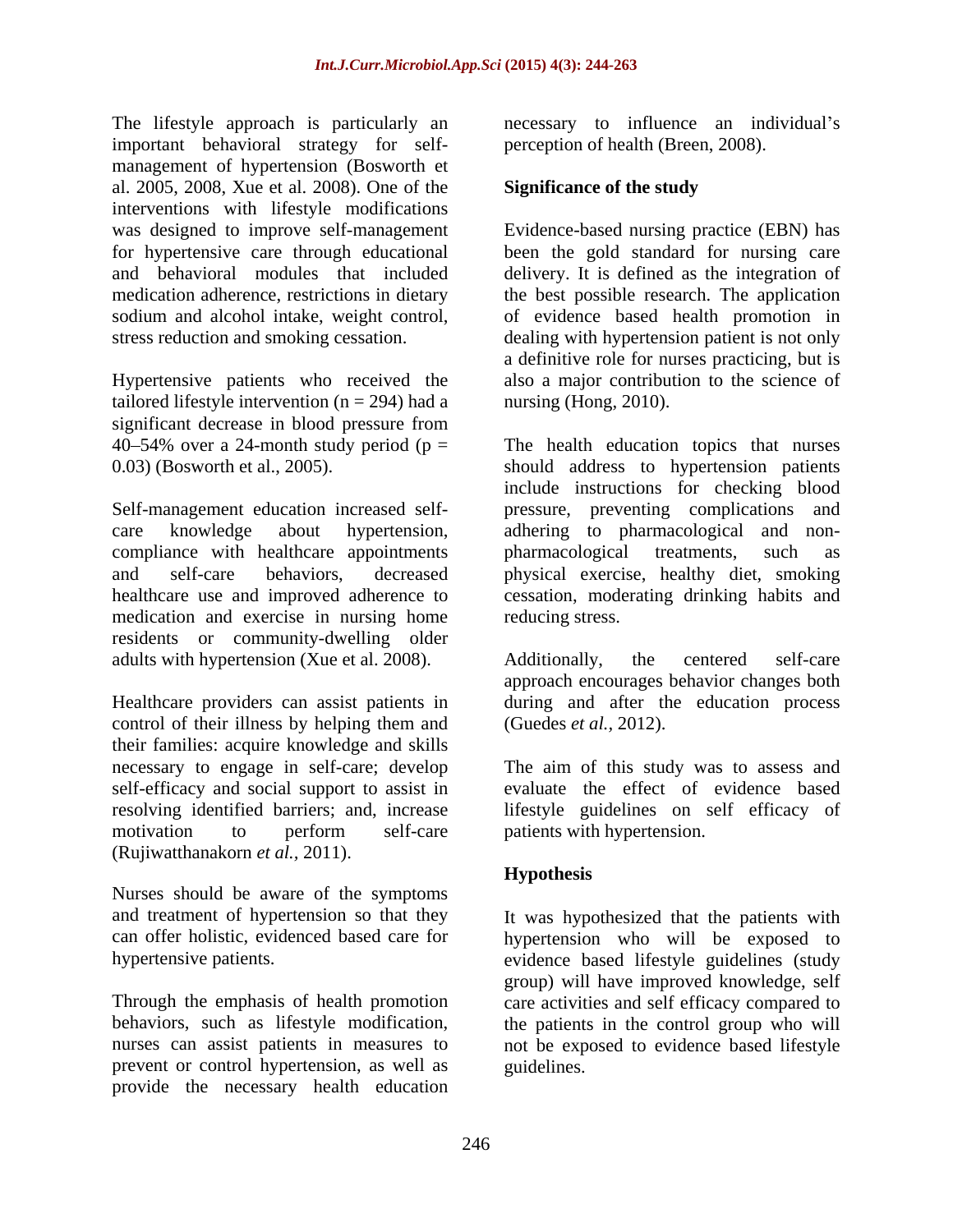The lifestyle approach is particularly an important behavioral strategy for self-management of hypertension (Bosworth et al. 2005, 2008, Xue et al. 2008). One of the interventions with lifestyle modifications was designed to improve self-management for hypertensive care through educational and behavioral modules that included medication adherence, restrictions in dietary sodium and alcohol intake, weight control, stress reduction and smoking cessation.

Hypertensive patients who received the tailored lifestyle intervention (n = 294) had a significant decrease in blood pressure from 40–54% over a 24-month study period (p = 0.03) (Bosworth et al., 2005).

Self-management education increased self-care knowledge about hypertension, compliance with healthcare appointments and self-care behaviors, decreased healthcare use and improved adherence to medication and exercise in nursing home residents or community-dwelling older adults with hypertension (Xue et al. 2008).

Healthcare providers can assist patients in control of their illness by helping them and their families: acquire knowledge and skills necessary to engage in self-care; develop self-efficacy and social support to assist in resolving identified barriers; and, increase motivation to perform self-care (Rujiwatthanakorn *et al.*, 2011).

Nurses should be aware of the symptoms and treatment of hypertension so that they can offer holistic, evidenced based care for hypertensive patients.

Through the emphasis of health promotion behaviors, such as lifestyle modification, nurses can assist patients in measures to prevent or control hypertension, as well as provide the necessary health education necessary to influence an individual's perception of health (Breen, 2008).

## Significance of the study

Evidence-based nursing practice (EBN) has been the gold standard for nursing care delivery. It is defined as the integration of the best possible research. The application of evidence based health promotion in dealing with hypertension patient is not only a definitive role for nurses practicing, but is also a major contribution to the science of nursing (Hong, 2010).

The health education topics that nurses should address to hypertension patients include instructions for checking blood pressure, preventing complications and adhering to pharmacological and non-pharmacological treatments, such as physical exercise, healthy diet, smoking cessation, moderating drinking habits and reducing stress.

Additionally, the centered self-care approach encourages behavior changes both during and after the education process (Guedes *et al.*, 2012).

The aim of this study was to assess and evaluate the effect of evidence based lifestyle guidelines on self efficacy of patients with hypertension.

## Hypothesis

It was hypothesized that the patients with hypertension who will be exposed to evidence based lifestyle guidelines (study group) will have improved knowledge, self care activities and self efficacy compared to the patients in the control group who will not be exposed to evidence based lifestyle guidelines.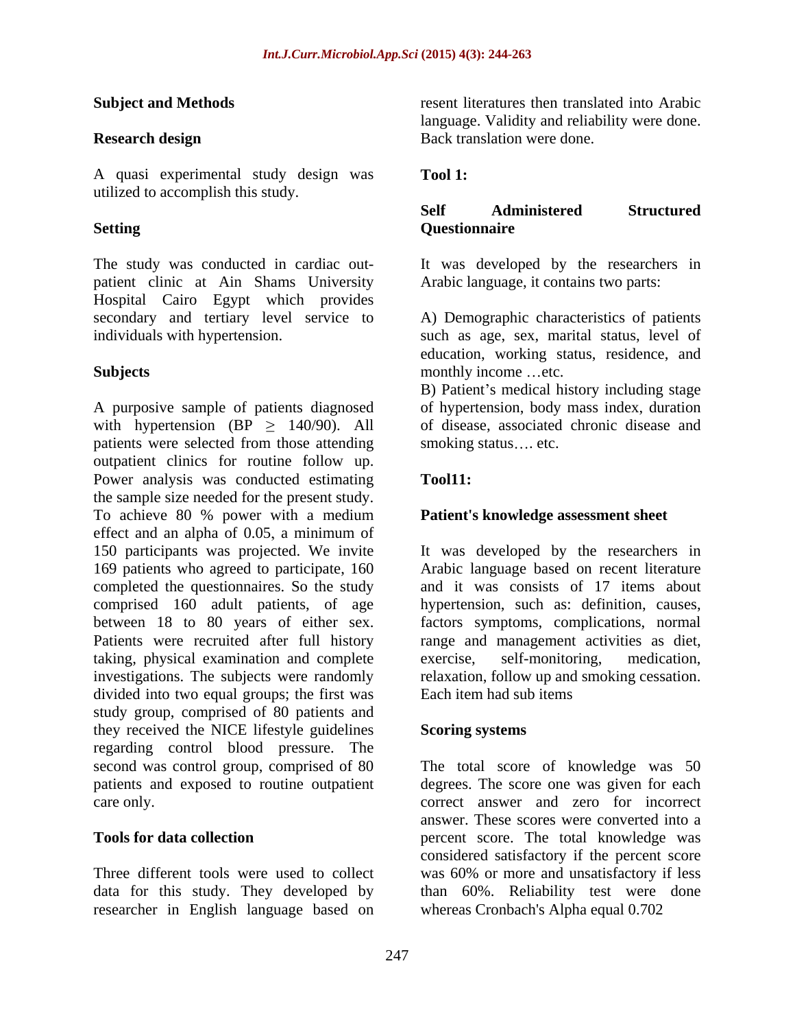## Subject and Methods

### Research design

A quasi experimental study design was utilized to accomplish this study.

### Setting

The study was conducted in cardiac out-patient clinic at Ain Shams University Hospital Cairo Egypt which provides secondary and tertiary level service to individuals with hypertension.

### Subjects

A purposive sample of patients diagnosed with hypertension (BP $\geq$ 140/90). All patients were selected from those attending outpatient clinics for routine follow up. Power analysis was conducted estimating the sample size needed for the present study. To achieve 80 % power with a medium effect and an alpha of 0.05, a minimum of 150 participants was projected. We invite 169 patients who agreed to participate, 160 completed the questionnaires. So the study comprised 160 adult patients, of age between 18 to 80 years of either sex. Patients were recruited after full history taking, physical examination and complete investigations. The subjects were randomly divided into two equal groups; the first was study group, comprised of 80 patients and they received the NICE lifestyle guidelines regarding control blood pressure. The second was control group, comprised of 80 patients and exposed to routine outpatient care only.

### Tools for data collection

Three different tools were used to collect data for this study. They developed by researcher in English language based on resent literatures then translated into Arabic language. Validity and reliability were done. Back translation were done.

**Tool 1:**

**Self Administered Structured Questionnaire**

It was developed by the researchers in Arabic language, it contains two parts:

A) Demographic characteristics of patients such as age, sex, marital status, level of education, working status, residence, and monthly income …etc.

B) Patient's medical history including stage of hypertension, body mass index, duration of disease, associated chronic disease and smoking status…. etc.

**Tool11:**

**Patient's knowledge assessment sheet**

It was developed by the researchers in Arabic language based on recent literature and it was consists of 17 items about hypertension, such as: definition, causes, factors symptoms, complications, normal range and management activities as diet, exercise, self-monitoring, medication, relaxation, follow up and smoking cessation. Each item had sub items

**Scoring systems**

The total score of knowledge was 50 degrees. The score one was given for each correct answer and zero for incorrect answer. These scores were converted into a percent score. The total knowledge was considered satisfactory if the percent score was 60% or more and unsatisfactory if less than 60%. Reliability test were done whereas Cronbach's Alpha equal 0.702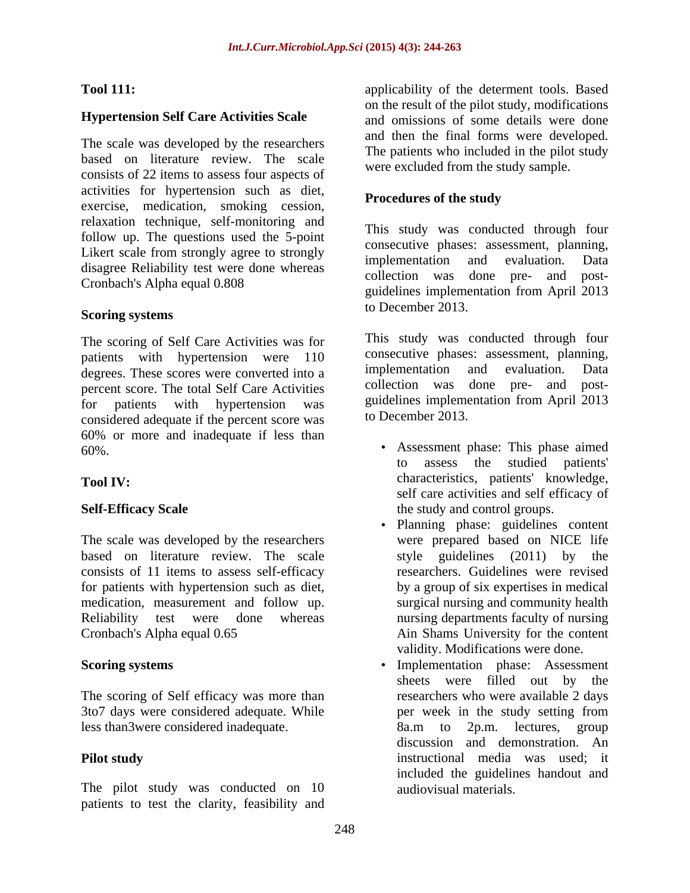**Tool 111:**

**Hypertension Self Care Activities Scale**

The scale was developed by the researchers based on literature review. The scale consists of 22 items to assess four aspects of activities for hypertension such as diet, exercise, medication, smoking cession, relaxation technique, self-monitoring and follow up. The questions used the 5-point Likert scale from strongly agree to strongly disagree Reliability test were done whereas Cronbach's Alpha equal 0.808

**Scoring systems**

The scoring of Self Care Activities was for patients with hypertension were 110 degrees. These scores were converted into a percent score. The total Self Care Activities for patients with hypertension was considered adequate if the percent score was 60% or more and inadequate if less than 60%.

**Tool IV:**

**Self-Efficacy Scale**

The scale was developed by the researchers based on literature review. The scale consists of 11 items to assess self-efficacy for patients with hypertension such as diet, medication, measurement and follow up. Reliability test were done whereas Cronbach's Alpha equal 0.65

**Scoring systems**

The scoring of Self efficacy was more than 3to7 days were considered adequate. While less than3were considered inadequate.

**Pilot study**

The pilot study was conducted on 10 patients to test the clarity, feasibility and applicability of the determent tools. Based on the result of the pilot study, modifications and omissions of some details were done and then the final forms were developed. The patients who included in the pilot study were excluded from the study sample.

**Procedures of the study**

This study was conducted through four consecutive phases: assessment, planning, implementation and evaluation. Data collection was done pre- and post-guidelines implementation from April 2013 to December 2013.

This study was conducted through four consecutive phases: assessment, planning, implementation and evaluation. Data collection was done pre- and post-guidelines implementation from April 2013 to December 2013.

- Assessment phase: This phase aimed to assess the studied patients' characteristics, patients' knowledge, self care activities and self efficacy of the study and control groups.
- Planning phase: guidelines content were prepared based on NICE life style guidelines (2011) by the researchers. Guidelines were revised by a group of six expertises in medical surgical nursing and community health nursing departments faculty of nursing Ain Shams University for the content validity. Modifications were done.
- Implementation phase: Assessment sheets were filled out by the researchers who were available 2 days per week in the study setting from 8a.m to 2p.m. lectures, group discussion and demonstration. An instructional media was used; it included the guidelines handout and audiovisual materials.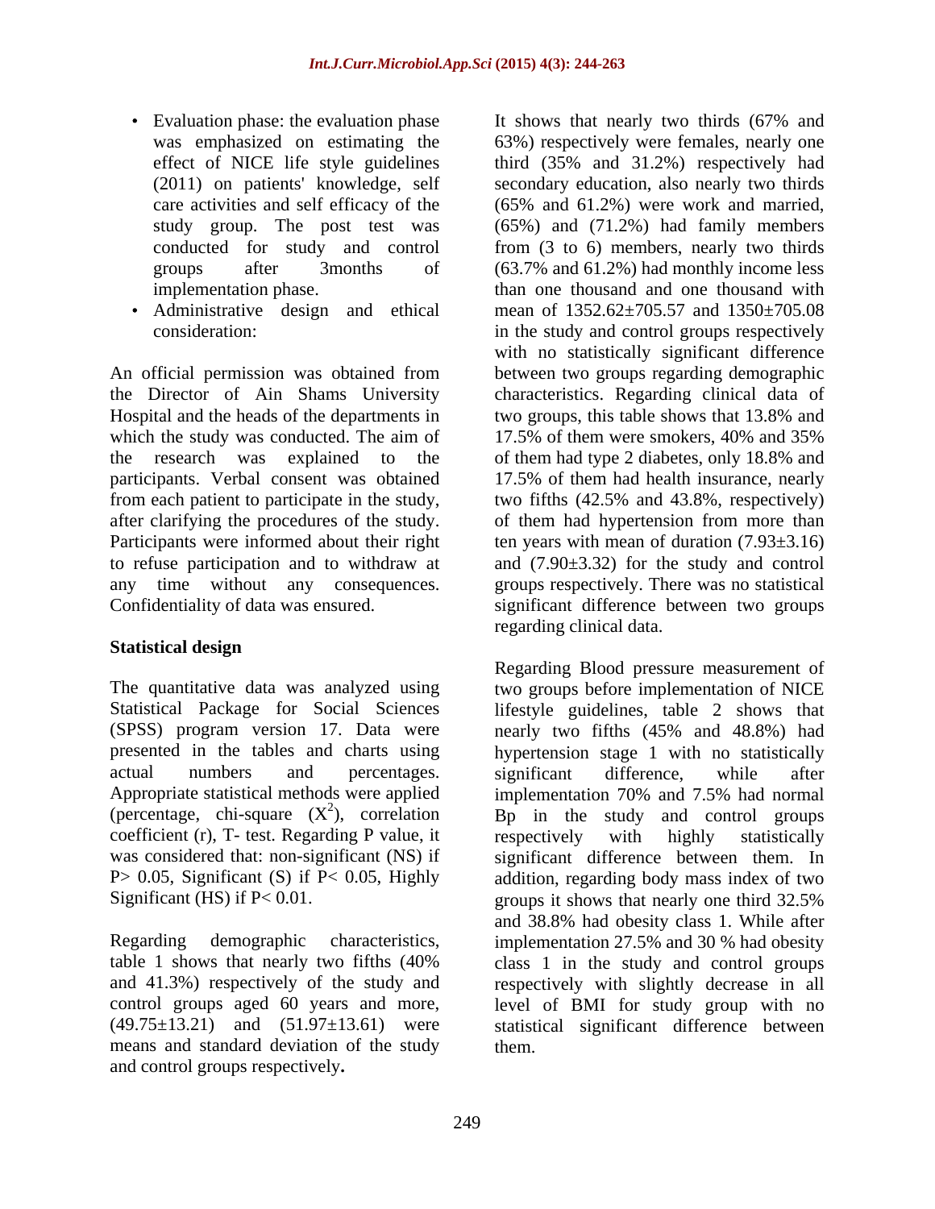- Evaluation phase: the evaluation phase was emphasized on estimating the effect of NICE life style guidelines (2011) on patients' knowledge, self care activities and self efficacy of the study group. The post test was conducted for study and control groups after 3months of implementation phase.
- Administrative design and ethical consideration:

An official permission was obtained from the Director of Ain Shams University Hospital and the heads of the departments in which the study was conducted. The aim of the research was explained to the participants. Verbal consent was obtained from each patient to participate in the study, after clarifying the procedures of the study. Participants were informed about their right to refuse participation and to withdraw at any time without any consequences. Confidentiality of data was ensured.

## Statistical design

The quantitative data was analyzed using Statistical Package for Social Sciences (SPSS) program version 17. Data were presented in the tables and charts using actual numbers and percentages. Appropriate statistical methods were applied (percentage, chi-square ($X^2$), correlation coefficient (r), T- test. Regarding P value, it was considered that: non-significant (NS) if $P > 0.05$, Significant (S) if $P < 0.05$, Highly Significant (HS) if $P < 0.01$.

Regarding demographic characteristics, table 1 shows that nearly two fifths (40% and 41.3%) respectively of the study and control groups aged 60 years and more, (49.75±13.21) and (51.97±13.61) were means and standard deviation of the study and control groups respectively**.** It shows that nearly two thirds (67% and 63%) respectively were females, nearly one third (35% and 31.2%) respectively had secondary education, also nearly two thirds (65% and 61.2%) were work and married, (65%) and (71.2%) had family members from (3 to 6) members, nearly two thirds (63.7% and 61.2%) had monthly income less than one thousand and one thousand with mean of 1352.62±705.57 and 1350±705.08 in the study and control groups respectively with no statistically significant difference between two groups regarding demographic characteristics. Regarding clinical data of two groups, this table shows that 13.8% and 17.5% of them were smokers, 40% and 35% of them had type 2 diabetes, only 18.8% and 17.5% of them had health insurance, nearly two fifths (42.5% and 43.8%, respectively) of them had hypertension from more than ten years with mean of duration (7.93±3.16) and (7.90±3.32) for the study and control groups respectively. There was no statistical significant difference between two groups regarding clinical data.

Regarding Blood pressure measurement of two groups before implementation of NICE lifestyle guidelines, table 2 shows that nearly two fifths (45% and 48.8%) had hypertension stage 1 with no statistically significant difference, while after implementation 70% and 7.5% had normal Bp in the study and control groups respectively with highly statistically significant difference between them. In addition, regarding body mass index of two groups it shows that nearly one third 32.5% and 38.8% had obesity class 1. While after implementation 27.5% and 30 % had obesity class 1 in the study and control groups respectively with slightly decrease in all level of BMI for study group with no statistical significant difference between them.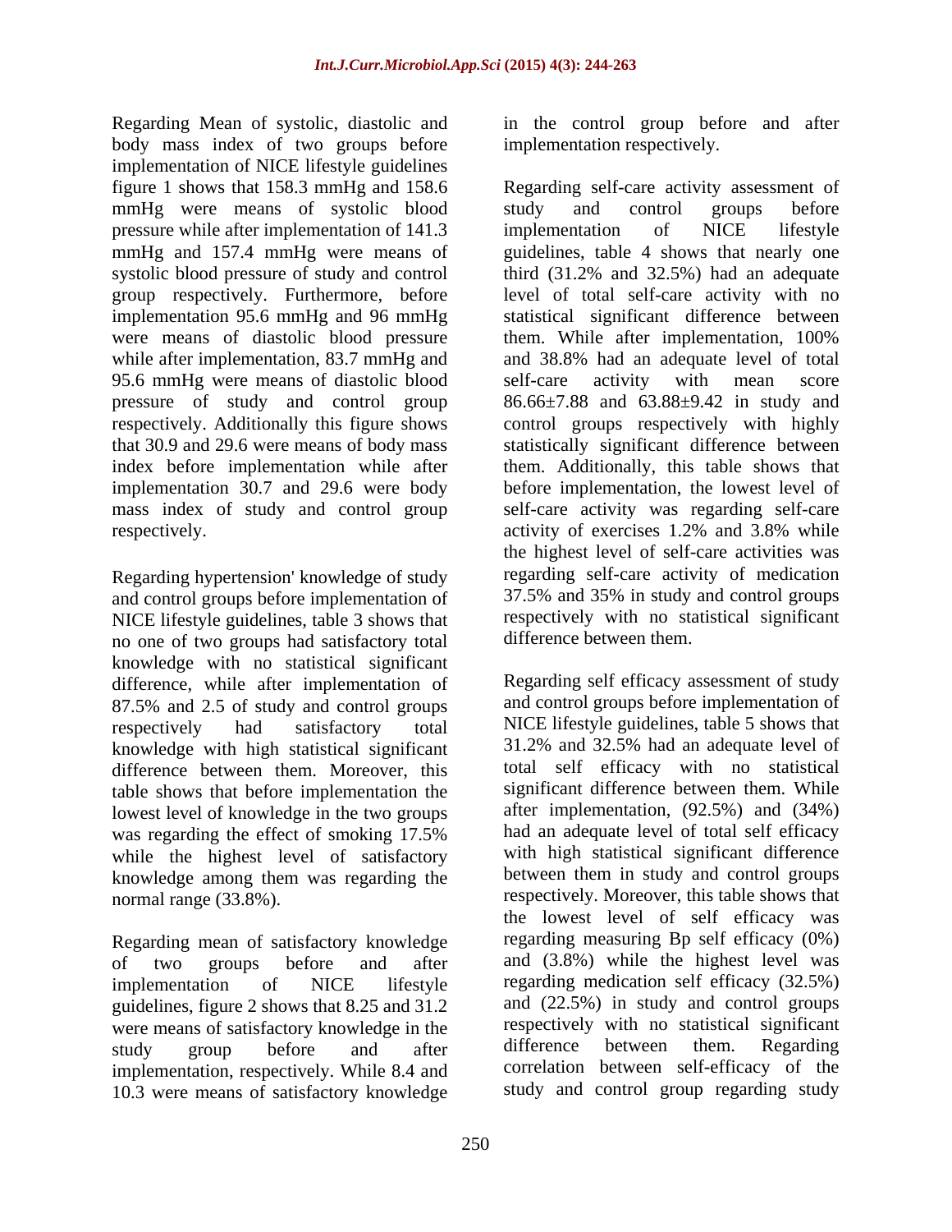Regarding Mean of systolic, diastolic and body mass index of two groups before implementation of NICE lifestyle guidelines figure 1 shows that 158.3 mmHg and 158.6 mmHg were means of systolic blood pressure while after implementation of 141.3 mmHg and 157.4 mmHg were means of systolic blood pressure of study and control group respectively. Furthermore, before implementation 95.6 mmHg and 96 mmHg were means of diastolic blood pressure while after implementation, 83.7 mmHg and 95.6 mmHg were means of diastolic blood pressure of study and control group respectively. Additionally this figure shows that 30.9 and 29.6 were means of body mass index before implementation while after implementation 30.7 and 29.6 were body mass index of study and control group respectively.

Regarding hypertension' knowledge of study and control groups before implementation of NICE lifestyle guidelines, table 3 shows that no one of two groups had satisfactory total knowledge with no statistical significant difference, while after implementation of 87.5% and 2.5 of study and control groups respectively had satisfactory total knowledge with high statistical significant difference between them. Moreover, this table shows that before implementation the lowest level of knowledge in the two groups was regarding the effect of smoking 17.5% while the highest level of satisfactory knowledge among them was regarding the normal range (33.8%).

Regarding mean of satisfactory knowledge of two groups before and after implementation of NICE lifestyle guidelines, figure 2 shows that 8.25 and 31.2 were means of satisfactory knowledge in the study group before and after implementation, respectively. While 8.4 and 10.3 were means of satisfactory knowledge in the control group before and after implementation respectively.

Regarding self-care activity assessment of study and control groups before implementation of NICE lifestyle guidelines, table 4 shows that nearly one third (31.2% and 32.5%) had an adequate level of total self-care activity with no statistical significant difference between them. While after implementation, 100% and 38.8% had an adequate level of total self-care activity with mean score 86.66±7.88 and 63.88±9.42 in study and control groups respectively with highly statistically significant difference between them. Additionally, this table shows that before implementation, the lowest level of self-care activity was regarding self-care activity of exercises 1.2% and 3.8% while the highest level of self-care activities was regarding self-care activity of medication 37.5% and 35% in study and control groups respectively with no statistical significant difference between them.

Regarding self efficacy assessment of study and control groups before implementation of NICE lifestyle guidelines, table 5 shows that 31.2% and 32.5% had an adequate level of total self efficacy with no statistical significant difference between them. While after implementation, (92.5%) and (34%) had an adequate level of total self efficacy with high statistical significant difference between them in study and control groups respectively. Moreover, this table shows that the lowest level of self efficacy was regarding measuring Bp self efficacy (0%) and (3.8%) while the highest level was regarding medication self efficacy (32.5%) and (22.5%) in study and control groups respectively with no statistical significant difference between them. Regarding correlation between self-efficacy of the study and control group regarding study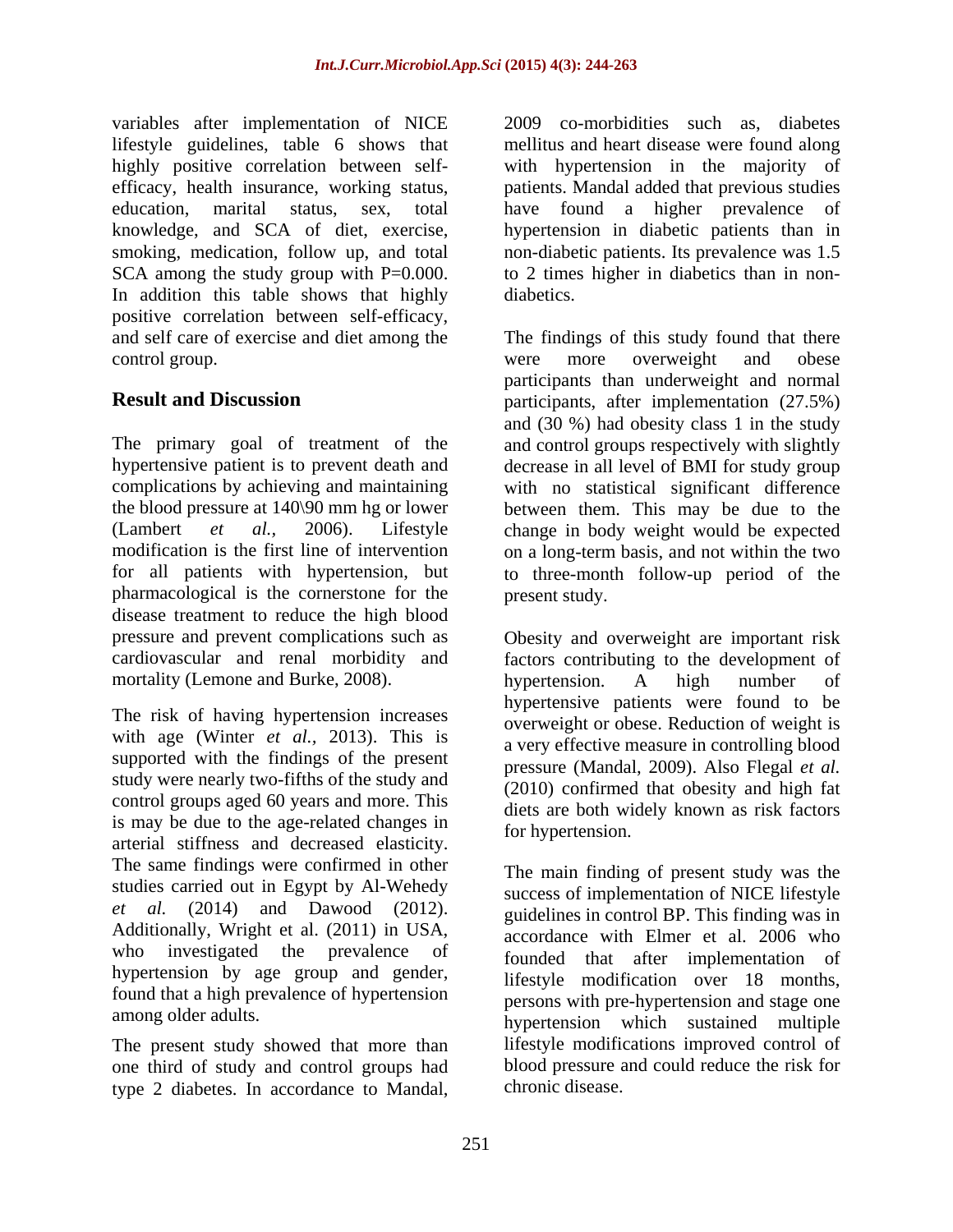variables after implementation of NICE lifestyle guidelines, table 6 shows that highly positive correlation between self-efficacy, health insurance, working status, education, marital status, sex, total knowledge, and SCA of diet, exercise, smoking, medication, follow up, and total SCA among the study group with P=0.000. In addition this table shows that highly positive correlation between self-efficacy, and self care of exercise and diet among the control group.

## Result and Discussion

The primary goal of treatment of the hypertensive patient is to prevent death and complications by achieving and maintaining the blood pressure at 140\90 mm hg or lower (Lambert *et al.,* 2006). Lifestyle modification is the first line of intervention for all patients with hypertension, but pharmacological is the cornerstone for the disease treatment to reduce the high blood pressure and prevent complications such as cardiovascular and renal morbidity and mortality (Lemone and Burke, 2008).

The risk of having hypertension increases with age (Winter *et al.,* 2013). This is supported with the findings of the present study were nearly two-fifths of the study and control groups aged 60 years and more. This is may be due to the age-related changes in arterial stiffness and decreased elasticity. The same findings were confirmed in other studies carried out in Egypt by Al-Wehedy *et al.* (2014) and Dawood (2012). Additionally, Wright et al. (2011) in USA, who investigated the prevalence of hypertension by age group and gender, found that a high prevalence of hypertension among older adults.

The present study showed that more than one third of study and control groups had type 2 diabetes. In accordance to Mandal, 2009 co-morbidities such as, diabetes mellitus and heart disease were found along with hypertension in the majority of patients. Mandal added that previous studies have found a higher prevalence of hypertension in diabetic patients than in non-diabetic patients. Its prevalence was 1.5 to 2 times higher in diabetics than in non-diabetics.

The findings of this study found that there were more overweight and obese participants than underweight and normal participants, after implementation (27.5%) and (30 %) had obesity class 1 in the study and control groups respectively with slightly decrease in all level of BMI for study group with no statistical significant difference between them. This may be due to the change in body weight would be expected on a long-term basis, and not within the two to three-month follow-up period of the present study.

Obesity and overweight are important risk factors contributing to the development of hypertension. A high number of hypertensive patients were found to be overweight or obese. Reduction of weight is a very effective measure in controlling blood pressure (Mandal, 2009). Also Flegal *et al.* (2010) confirmed that obesity and high fat diets are both widely known as risk factors for hypertension.

The main finding of present study was the success of implementation of NICE lifestyle guidelines in control BP. This finding was in accordance with Elmer et al. 2006 who founded that after implementation of lifestyle modification over 18 months, persons with pre-hypertension and stage one hypertension which sustained multiple lifestyle modifications improved control of blood pressure and could reduce the risk for chronic disease.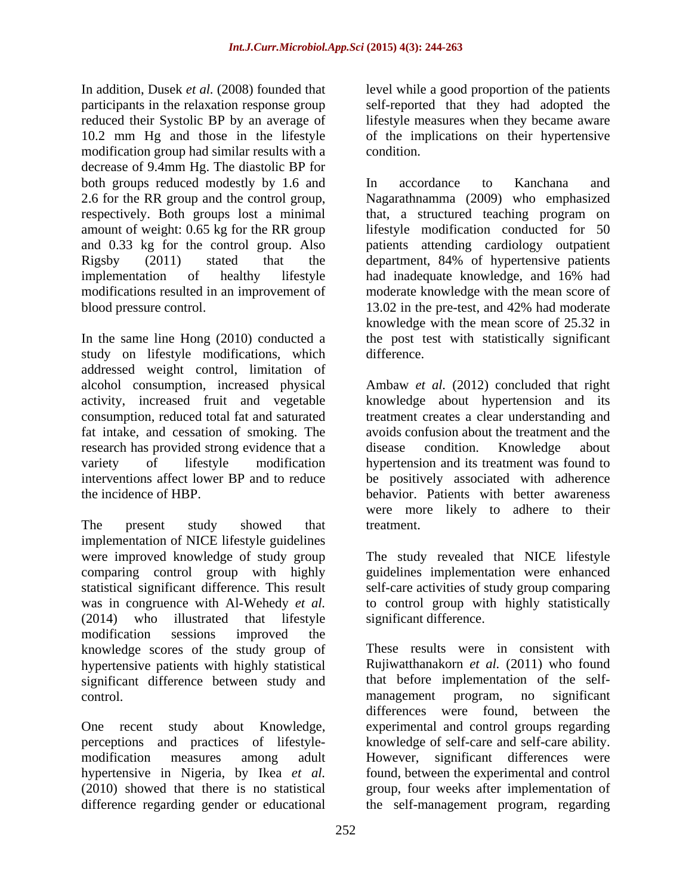In addition, Dusek *et al.* (2008) founded that participants in the relaxation response group reduced their Systolic BP by an average of 10.2 mm Hg and those in the lifestyle modification group had similar results with a decrease of 9.4mm Hg. The diastolic BP for both groups reduced modestly by 1.6 and 2.6 for the RR group and the control group, respectively. Both groups lost a minimal amount of weight: 0.65 kg for the RR group and 0.33 kg for the control group. Also Rigsby (2011) stated that the implementation of healthy lifestyle modifications resulted in an improvement of blood pressure control.

In the same line Hong (2010) conducted a study on lifestyle modifications, which addressed weight control, limitation of alcohol consumption, increased physical activity, increased fruit and vegetable consumption, reduced total fat and saturated fat intake, and cessation of smoking. The research has provided strong evidence that a variety of lifestyle modification interventions affect lower BP and to reduce the incidence of HBP.

The present study showed that implementation of NICE lifestyle guidelines were improved knowledge of study group comparing control group with highly statistical significant difference. This result was in congruence with Al-Wehedy *et al.* (2014) who illustrated that lifestyle modification sessions improved the knowledge scores of the study group of hypertensive patients with highly statistical significant difference between study and control.

One recent study about Knowledge, perceptions and practices of lifestyle-modification measures among adult hypertensive in Nigeria, by Ikea *et al.* (2010) showed that there is no statistical difference regarding gender or educational level while a good proportion of the patients self-reported that they had adopted the lifestyle measures when they became aware of the implications on their hypertensive condition.

In accordance to Kanchana and Nagarathnamma (2009) who emphasized that, a structured teaching program on lifestyle modification conducted for 50 patients attending cardiology outpatient department, 84% of hypertensive patients had inadequate knowledge, and 16% had moderate knowledge with the mean score of 13.02 in the pre-test, and 42% had moderate knowledge with the mean score of 25.32 in the post test with statistically significant difference.

Ambaw *et al.* (2012) concluded that right knowledge about hypertension and its treatment creates a clear understanding and avoids confusion about the treatment and the disease condition. Knowledge about hypertension and its treatment was found to be positively associated with adherence behavior. Patients with better awareness were more likely to adhere to their treatment.

The study revealed that NICE lifestyle guidelines implementation were enhanced self-care activities of study group comparing to control group with highly statistically significant difference.

These results were in consistent with Rujiwatthanakorn *et al.* (2011) who found that before implementation of the self-management program, no significant differences were found, between the experimental and control groups regarding knowledge of self-care and self-care ability. However, significant differences were found, between the experimental and control group, four weeks after implementation of the self-management program, regarding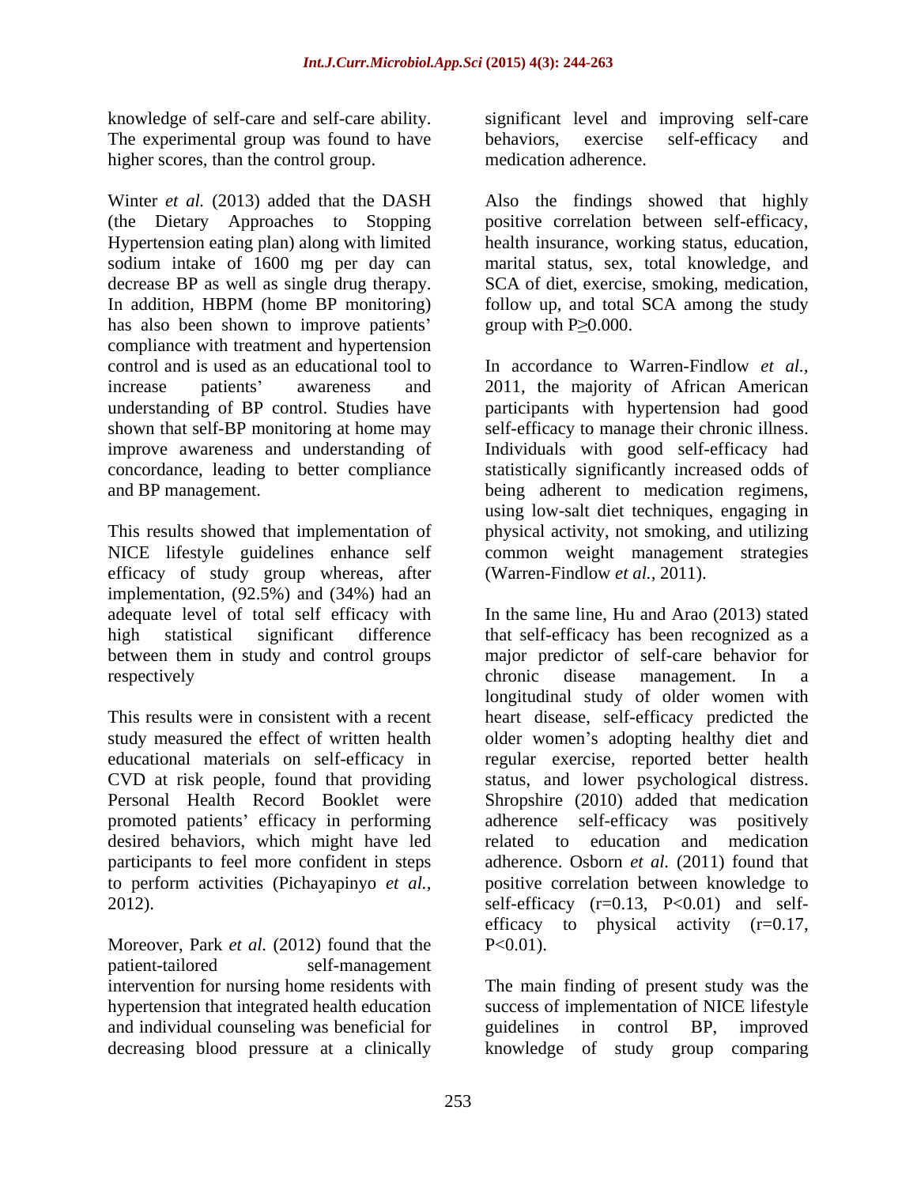knowledge of self-care and self-care ability. The experimental group was found to have higher scores, than the control group.

Winter *et al.* (2013) added that the DASH (the Dietary Approaches to Stopping Hypertension eating plan) along with limited sodium intake of 1600 mg per day can decrease BP as well as single drug therapy. In addition, HBPM (home BP monitoring) has also been shown to improve patients' compliance with treatment and hypertension control and is used as an educational tool to increase patients' awareness and understanding of BP control. Studies have shown that self-BP monitoring at home may improve awareness and understanding of concordance, leading to better compliance and BP management.

This results showed that implementation of NICE lifestyle guidelines enhance self efficacy of study group whereas, after implementation, (92.5%) and (34%) had an adequate level of total self efficacy with high statistical significant difference between them in study and control groups respectively

This results were in consistent with a recent study measured the effect of written health educational materials on self-efficacy in CVD at risk people, found that providing Personal Health Record Booklet were promoted patients' efficacy in performing desired behaviors, which might have led participants to feel more confident in steps to perform activities (Pichayapinyo *et al.,* 2012).

Moreover, Park *et al.* (2012) found that the patient-tailored self-management intervention for nursing home residents with hypertension that integrated health education and individual counseling was beneficial for decreasing blood pressure at a clinically significant level and improving self-care behaviors, exercise self-efficacy and medication adherence.

Also the findings showed that highly positive correlation between self-efficacy, health insurance, working status, education, marital status, sex, total knowledge, and SCA of diet, exercise, smoking, medication, follow up, and total SCA among the study group with $P \geq 0.000$.

In accordance to Warren-Findlow *et al.,* 2011, the majority of African American participants with hypertension had good self-efficacy to manage their chronic illness. Individuals with good self-efficacy had statistically significantly increased odds of being adherent to medication regimens, using low-salt diet techniques, engaging in physical activity, not smoking, and utilizing common weight management strategies (Warren-Findlow *et al.,* 2011).

In the same line, Hu and Arao (2013) stated that self-efficacy has been recognized as a major predictor of self-care behavior for chronic disease management. In a longitudinal study of older women with heart disease, self-efficacy predicted the older women's adopting healthy diet and regular exercise, reported better health status, and lower psychological distress. Shropshire (2010) added that medication adherence self-efficacy was positively related to education and medication adherence. Osborn *et al.* (2011) found that positive correlation between knowledge to self-efficacy ($r=0.13$, $P<0.01$) and self-efficacy to physical activity ($r=0.17$, $P<0.01$).

The main finding of present study was the success of implementation of NICE lifestyle guidelines in control BP, improved knowledge of study group comparing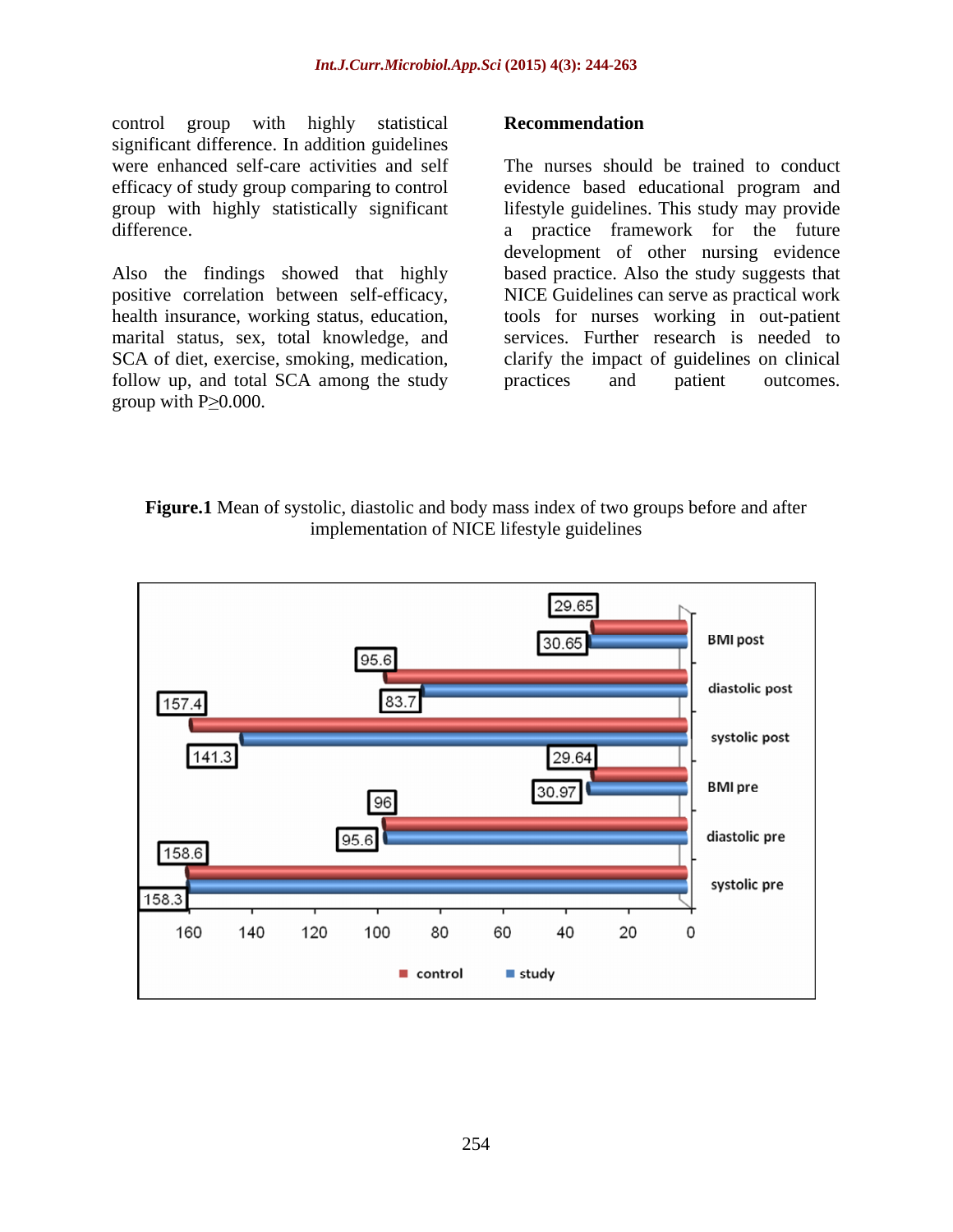control group with highly statistical significant difference. In addition guidelines were enhanced self-care activities and self efficacy of study group comparing to control group with highly statistically significant difference.

Also the findings showed that highly positive correlation between self-efficacy, health insurance, working status, education, marital status, sex, total knowledge, and SCA of diet, exercise, smoking, medication, follow up, and total SCA among the study group with P≥0.000.

## Recommendation

The nurses should be trained to conduct evidence based educational program and lifestyle guidelines. This study may provide a practice framework for the future development of other nursing evidence based practice. Also the study suggests that NICE Guidelines can serve as practical work tools for nurses working in out-patient services. Further research is needed to clarify the impact of guidelines on clinical practices and patient outcomes.

**Figure.1** Mean of systolic, diastolic and body mass index of two groups before and after implementation of NICE lifestyle guidelines

| | control | study |
|---|---|---|
| BMI post | 29.65 | 30.65 |
| diastolic post | 95.6 | 83.7 |
| systolic post | 157.4 | 141.3 |
| BMI pre | 29.64 | 30.97 |
| diastolic pre | 96 | 95.6 |
| systolic pre | 158.6 | 158.3 |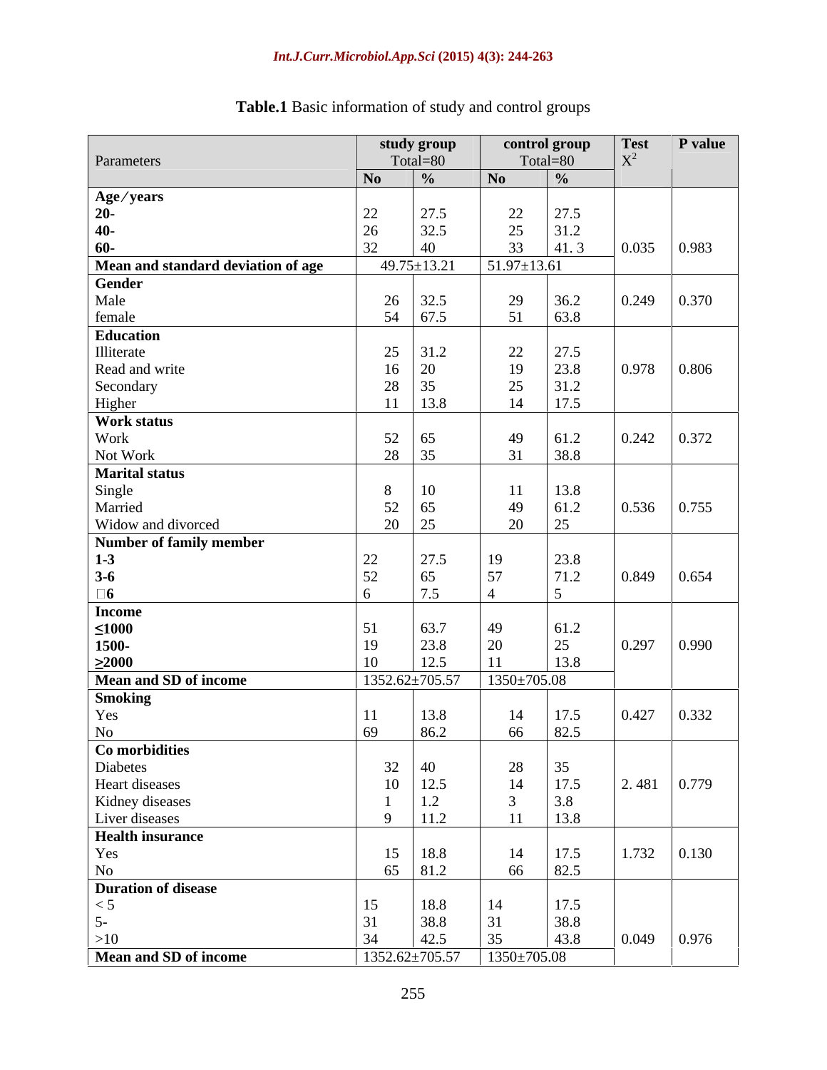**Table.1** Basic information of study and control groups

| Parameters | study group Total=80 | | control group Total=80 | | Test $X^2$ | P value |
|---|---|---|---|---|---|---|
| | **No** | **%** | **No** | **%** | | |
| **Age / years** | | | | | | |
| **20-** | 22 | 27.5 | 22 | 27.5 | | |
| **40-** | 26 | 32.5 | 25 | 31.2 | | |
| **60-** | 32 | 40 | 33 | 41. 3 | 0.035 | 0.983 |
| **Mean and standard deviation of age** | 49.75±13.21 | | 51.97±13.61 | | | |
| **Gender** | | | | | | |
| Male | 26 | 32.5 | 29 | 36.2 | 0.249 | 0.370 |
| female | 54 | 67.5 | 51 | 63.8 | | |
| **Education** | | | | | | |
| Illiterate | 25 | 31.2 | 22 | 27.5 | | |
| Read and write | 16 | 20 | 19 | 23.8 | 0.978 | 0.806 |
| Secondary | 28 | 35 | 25 | 31.2 | | |
| Higher | 11 | 13.8 | 14 | 17.5 | | |
| **Work status** | | | | | | |
| Work | 52 | 65 | 49 | 61.2 | 0.242 | 0.372 |
| Not Work | 28 | 35 | 31 | 38.8 | | |
| **Marital status** | | | | | | |
| Single | 8 | 10 | 11 | 13.8 | | |
| Married | 52 | 65 | 49 | 61.2 | 0.536 | 0.755 |
| Widow and divorced | 20 | 25 | 20 | 25 | | |
| **Number of family member** | | | | | | |
| **1-3** | 22 | 27.5 | 19 | 23.8 | | |
| **3-6** | 52 | 65 | 57 | 71.2 | 0.849 | 0.654 |
| **□6** | 6 | 7.5 | 4 | 5 | | |
| **Income** | | | | | | |
| **≤1000** | 51 | 63.7 | 49 | 61.2 | | |
| **1500-** | 19 | 23.8 | 20 | 25 | 0.297 | 0.990 |
| **≥2000** | 10 | 12.5 | 11 | 13.8 | | |
| **Mean and SD of income** | 1352.62±705.57 | | 1350±705.08 | | | |
| **Smoking** | | | | | | |
| Yes | 11 | 13.8 | 14 | 17.5 | 0.427 | 0.332 |
| No | 69 | 86.2 | 66 | 82.5 | | |
| **Co morbidities** | | | | | | |
| Diabetes | 32 | 40 | 28 | 35 | | |
| Heart diseases | 10 | 12.5 | 14 | 17.5 | 2. 481 | 0.779 |
| Kidney diseases | 1 | 1.2 | 3 | 3.8 | | |
| Liver diseases | 9 | 11.2 | 11 | 13.8 | | |
| **Health insurance** | | | | | | |
| Yes | 15 | 18.8 | 14 | 17.5 | 1.732 | 0.130 |
| No | 65 | 81.2 | 66 | 82.5 | | |
| **Duration of disease** | | | | | | |
| < 5 | 15 | 18.8 | 14 | 17.5 | | |
| 5- | 31 | 38.8 | 31 | 38.8 | | |
| >10 | 34 | 42.5 | 35 | 43.8 | 0.049 | 0.976 |
| **Mean and SD of income** | 1352.62±705.57 | | 1350±705.08 | | | |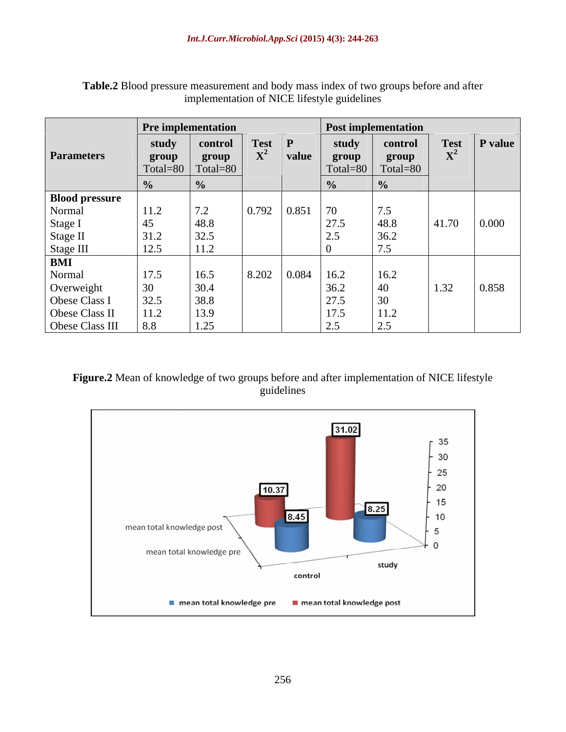**Table.2** Blood pressure measurement and body mass index of two groups before and after implementation of NICE lifestyle guidelines

| Parameters | Pre implementation | | | | Post implementation | | | |
|---|---|---|---|---|---|---|---|---|
| | study group Total=80 | control group Total=80 | Test $X^2$ | P value | study group Total=80 | control group Total=80 | Test $X^2$ | P value |
| | % | % | | | % | % | | |
| **Blood pressure** | | | | | | | | |
| Normal | 11.2 | 7.2 | 0.792 | 0.851 | 70 | 7.5 | 41.70 | 0.000 |
| Stage I | 45 | 48.8 | | | 27.5 | 48.8 | | |
| Stage II | 31.2 | 32.5 | | | 2.5 | 36.2 | | |
| Stage III | 12.5 | 11.2 | | | 0 | 7.5 | | |
| **BMI** | | | | | | | | |
| Normal | 17.5 | 16.5 | 8.202 | 0.084 | 16.2 | 16.2 | 1.32 | 0.858 |
| Overweight | 30 | 30.4 | | | 36.2 | 40 | | |
| Obese Class I | 32.5 | 38.8 | | | 27.5 | 30 | | |
| Obese Class II | 11.2 | 13.9 | | | 17.5 | 11.2 | | |
| Obese Class III | 8.8 | 1.25 | | | 2.5 | 2.5 | | |

**Figure.2** Mean of knowledge of two groups before and after implementation of NICE lifestyle guidelines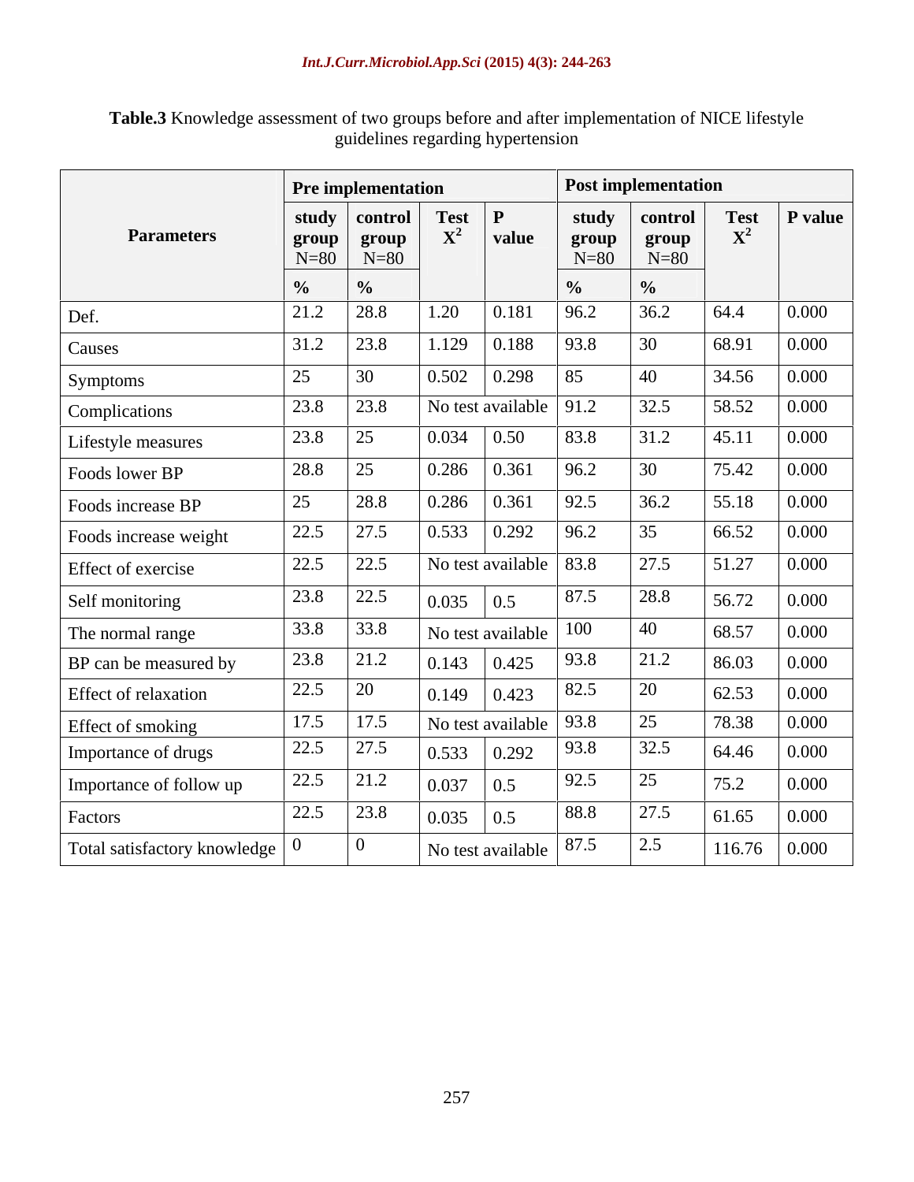**Table.3** Knowledge assessment of two groups before and after implementation of NICE lifestyle guidelines regarding hypertension

| Parameters | Pre implementation | | | | Post implementation | | | |
|---|---|---|---|---|---|---|---|---|
| | study group N=80 | control group N=80 | Test $X^2$ | P value | study group N=80 | control group N=80 | Test $X^2$ | P value |
| | % | % | | | % | % | | |
| Def. | 21.2 | 28.8 | 1.20 | 0.181 | 96.2 | 36.2 | 64.4 | 0.000 |
| Causes | 31.2 | 23.8 | 1.129 | 0.188 | 93.8 | 30 | 68.91 | 0.000 |
| Symptoms | 25 | 30 | 0.502 | 0.298 | 85 | 40 | 34.56 | 0.000 |
| Complications | 23.8 | 23.8 | No test available | | 91.2 | 32.5 | 58.52 | 0.000 |
| Lifestyle measures | 23.8 | 25 | 0.034 | 0.50 | 83.8 | 31.2 | 45.11 | 0.000 |
| Foods lower BP | 28.8 | 25 | 0.286 | 0.361 | 96.2 | 30 | 75.42 | 0.000 |
| Foods increase BP | 25 | 28.8 | 0.286 | 0.361 | 92.5 | 36.2 | 55.18 | 0.000 |
| Foods increase weight | 22.5 | 27.5 | 0.533 | 0.292 | 96.2 | 35 | 66.52 | 0.000 |
| Effect of exercise | 22.5 | 22.5 | No test available | | 83.8 | 27.5 | 51.27 | 0.000 |
| Self monitoring | 23.8 | 22.5 | 0.035 | 0.5 | 87.5 | 28.8 | 56.72 | 0.000 |
| The normal range | 33.8 | 33.8 | No test available | | 100 | 40 | 68.57 | 0.000 |
| BP can be measured by | 23.8 | 21.2 | 0.143 | 0.425 | 93.8 | 21.2 | 86.03 | 0.000 |
| Effect of relaxation | 22.5 | 20 | 0.149 | 0.423 | 82.5 | 20 | 62.53 | 0.000 |
| Effect of smoking | 17.5 | 17.5 | No test available | | 93.8 | 25 | 78.38 | 0.000 |
| Importance of drugs | 22.5 | 27.5 | 0.533 | 0.292 | 93.8 | 32.5 | 64.46 | 0.000 |
| Importance of follow up | 22.5 | 21.2 | 0.037 | 0.5 | 92.5 | 25 | 75.2 | 0.000 |
| Factors | 22.5 | 23.8 | 0.035 | 0.5 | 88.8 | 27.5 | 61.65 | 0.000 |
| Total satisfactory knowledge | 0 | 0 | No test available | | 87.5 | 2.5 | 116.76 | 0.000 |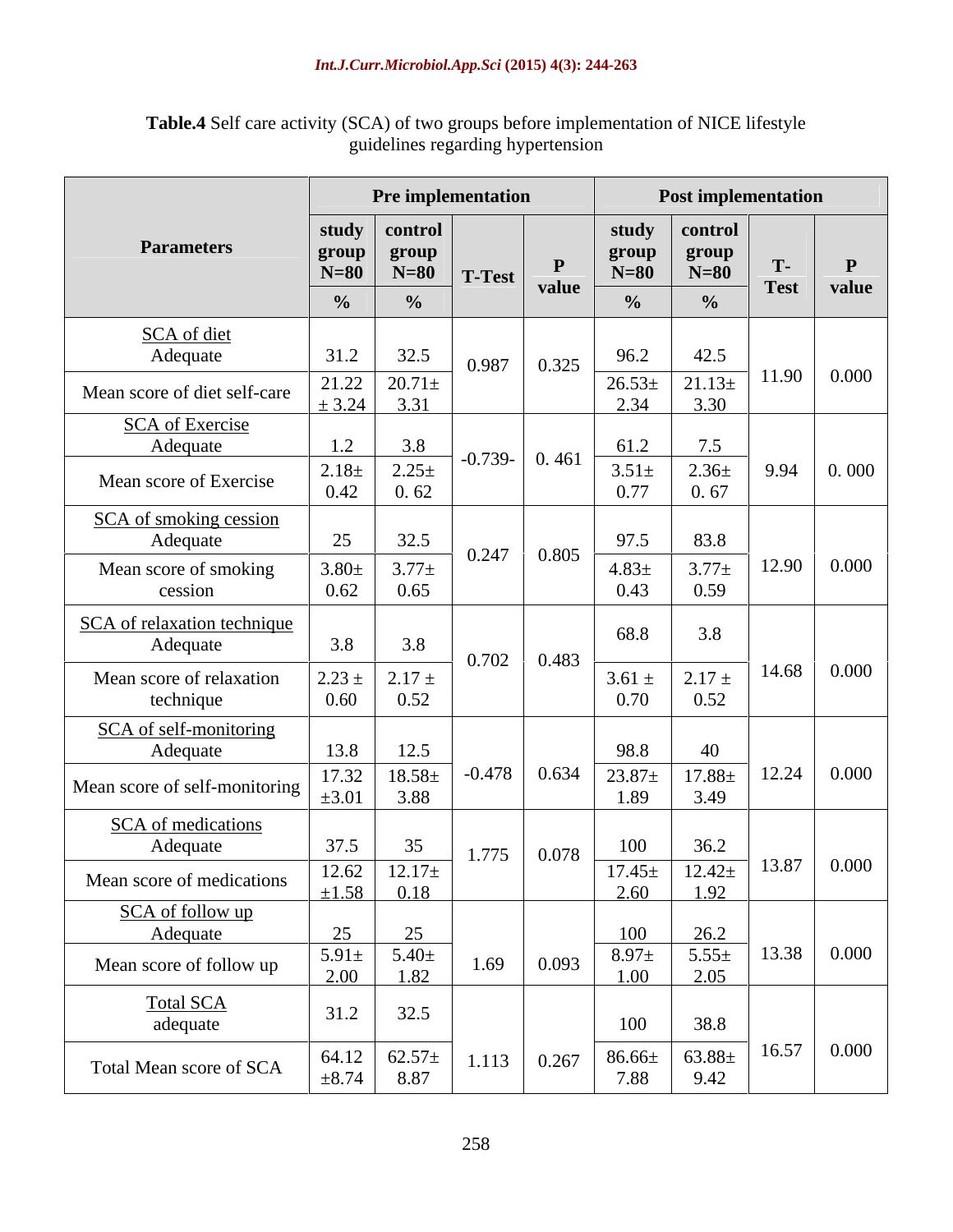**Table.4** Self care activity (SCA) of two groups before implementation of NICE lifestyle guidelines regarding hypertension

| Parameters | Pre implementation | | | | Post implementation | | | |
|---|---|---|---|---|---|---|---|---|
| | study group N=80 | control group N=80 | T-Test | P value | study group N=80 | control group N=80 | T-Test | P value |
| | % | % | | | % | % | | |
| SCA of diet Adequate | 31.2 | 32.5 | 0.987 | 0.325 | 96.2 | 42.5 | 11.90 | 0.000 |
| Mean score of diet self-care | 21.22 ± 3.24 | 20.71± 3.31 | | | 26.53± 2.34 | 21.13± 3.30 | | |
| SCA of Exercise Adequate | 1.2 | 3.8 | -0.739- | 0. 461 | 61.2 | 7.5 | 9.94 | 0. 000 |
| Mean score of Exercise | 2.18± 0.42 | 2.25± 0. 62 | | | 3.51± 0.77 | 2.36± 0. 67 | | |
| SCA of smoking cession Adequate | 25 | 32.5 | 0.247 | 0.805 | 97.5 | 83.8 | 12.90 | 0.000 |
| Mean score of smoking cession | 3.80± 0.62 | 3.77± 0.65 | | | 4.83± 0.43 | 3.77± 0.59 | | |
| SCA of relaxation technique Adequate | 3.8 | 3.8 | 0.702 | 0.483 | 68.8 | 3.8 | 14.68 | 0.000 |
| Mean score of relaxation technique | 2.23 ± 0.60 | 2.17 ± 0.52 | | | 3.61 ± 0.70 | 2.17 ± 0.52 | | |
| SCA of self-monitoring Adequate | 13.8 | 12.5 | -0.478 | 0.634 | 98.8 | 40 | 12.24 | 0.000 |
| Mean score of self-monitoring | 17.32 ±3.01 | 18.58± 3.88 | | | 23.87± 1.89 | 17.88± 3.49 | | |
| SCA of medications Adequate | 37.5 | 35 | 1.775 | 0.078 | 100 | 36.2 | 13.87 | 0.000 |
| Mean score of medications | 12.62 ±1.58 | 12.17± 0.18 | | | 17.45± 2.60 | 12.42± 1.92 | | |
| SCA of follow up Adequate | 25 | 25 | 1.69 | 0.093 | 100 | 26.2 | 13.38 | 0.000 |
| Mean score of follow up | 5.91± 2.00 | 5.40± 1.82 | | | 8.97± 1.00 | 5.55± 2.05 | | |
| Total SCA adequate | 31.2 | 32.5 | 1.113 | 0.267 | 100 | 38.8 | 16.57 | 0.000 |
| Total Mean score of SCA | 64.12 ±8.74 | 62.57± 8.87 | | | 86.66± 7.88 | 63.88± 9.42 | | |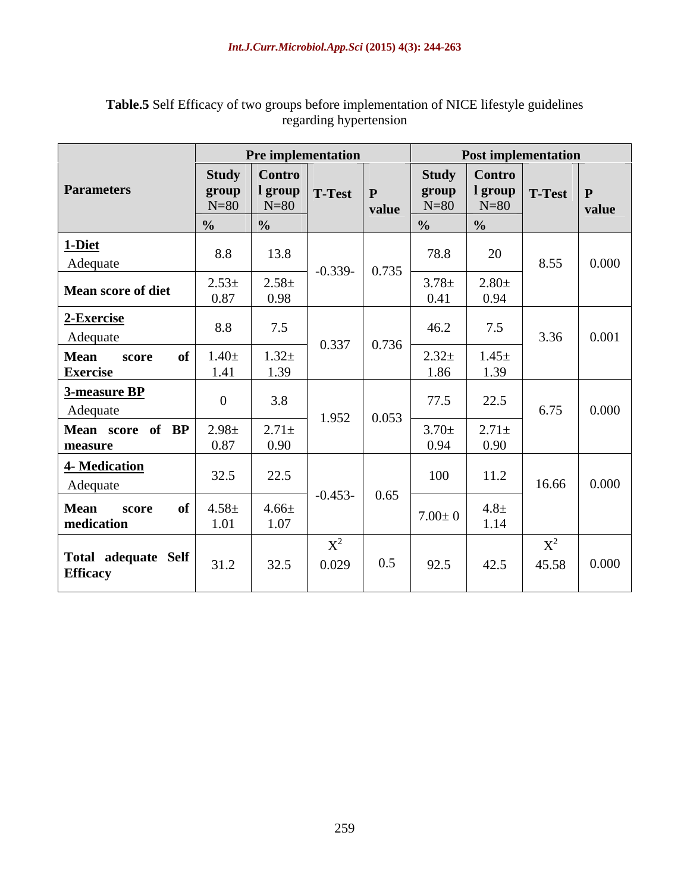**Table.5** Self Efficacy of two groups before implementation of NICE lifestyle guidelines regarding hypertension

| Parameters | Pre implementation | | | | Post implementation | | | |
|---|---|---|---|---|---|---|---|---|
| | Study group N=80 % | Control group N=80 % | T-Test | P value | Study group N=80 % | Control group N=80 % | T-Test | P value |
| **1-Diet** Adequate | 8.8 | 13.8 | -0.339- | 0.735 | 78.8 | 20 | 8.55 | 0.000 |
| **Mean score of diet** | 2.53± 0.87 | 2.58± 0.98 | | | 3.78± 0.41 | 2.80± 0.94 | | |
| **2-Exercise** Adequate | 8.8 | 7.5 | 0.337 | 0.736 | 46.2 | 7.5 | 3.36 | 0.001 |
| **Mean score of Exercise** | 1.40± 1.41 | 1.32± 1.39 | | | 2.32± 1.86 | 1.45± 1.39 | | |
| **3-measure BP** Adequate | 0 | 3.8 | 1.952 | 0.053 | 77.5 | 22.5 | 6.75 | 0.000 |
| **Mean score of BP measure** | 2.98± 0.87 | 2.71± 0.90 | | | 3.70± 0.94 | 2.71± 0.90 | | |
| **4- Medication** Adequate | 32.5 | 22.5 | -0.453- | 0.65 | 100 | 11.2 | 16.66 | 0.000 |
| **Mean score of medication** | 4.58± 1.01 | 4.66± 1.07 | | | 7.00± 0 | 4.8± 1.14 | | |
| **Total adequate Self Efficacy** | 31.2 | 32.5 | $X^2$ 0.029 | 0.5 | 92.5 | 42.5 | $X^2$ 45.58 | 0.000 |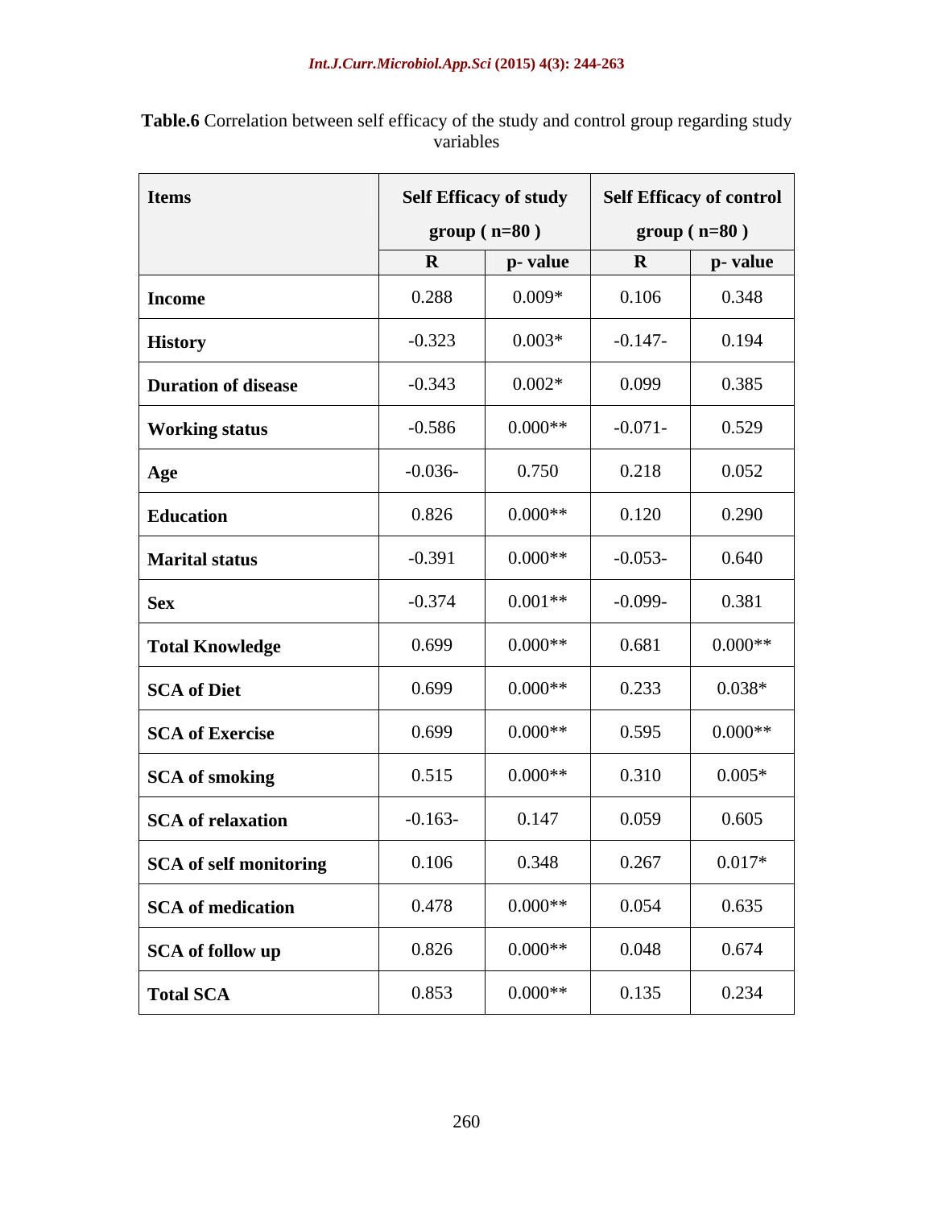**Table.6** Correlation between self efficacy of the study and control group regarding study variables

| Items | Self Efficacy of study group ( n=80 ) | | Self Efficacy of control group ( n=80 ) | |
|---|---|---|---|---|
| | R | p- value | R | p- value |
| **Income** | 0.288 | 0.009* | 0.106 | 0.348 |
| **History** | -0.323 | 0.003* | -0.147- | 0.194 |
| **Duration of disease** | -0.343 | 0.002* | 0.099 | 0.385 |
| **Working status** | -0.586 | 0.000** | -0.071- | 0.529 |
| **Age** | -0.036- | 0.750 | 0.218 | 0.052 |
| **Education** | 0.826 | 0.000** | 0.120 | 0.290 |
| **Marital status** | -0.391 | 0.000** | -0.053- | 0.640 |
| **Sex** | -0.374 | 0.001** | -0.099- | 0.381 |
| **Total Knowledge** | 0.699 | 0.000** | 0.681 | 0.000** |
| **SCA of Diet** | 0.699 | 0.000** | 0.233 | 0.038* |
| **SCA of Exercise** | 0.699 | 0.000** | 0.595 | 0.000** |
| **SCA of smoking** | 0.515 | 0.000** | 0.310 | 0.005* |
| **SCA of relaxation** | -0.163- | 0.147 | 0.059 | 0.605 |
| **SCA of self monitoring** | 0.106 | 0.348 | 0.267 | 0.017* |
| **SCA of medication** | 0.478 | 0.000** | 0.054 | 0.635 |
| **SCA of follow up** | 0.826 | 0.000** | 0.048 | 0.674 |
| **Total SCA** | 0.853 | 0.000** | 0.135 | 0.234 |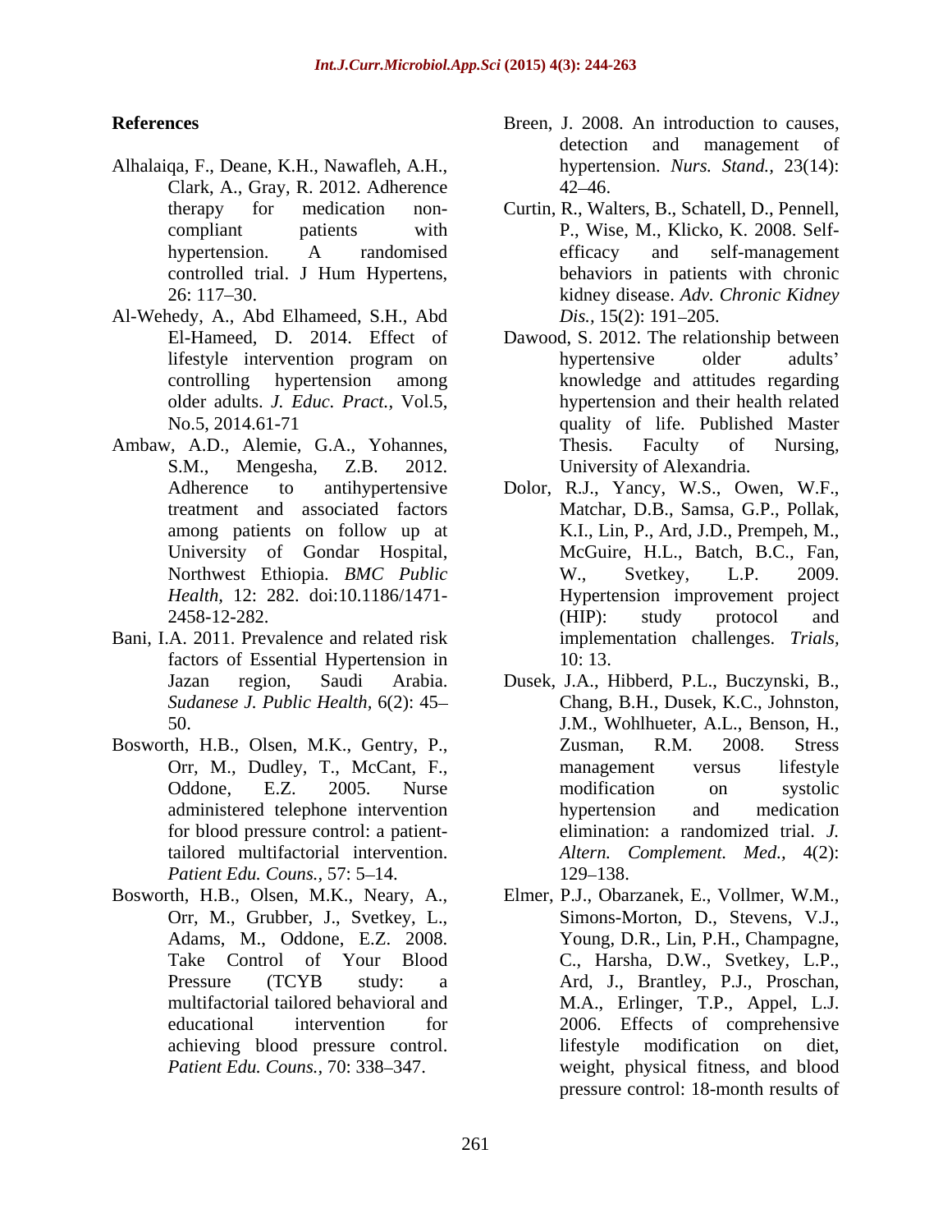## References

Alhalaiqa, F., Deane, K.H., Nawafleh, A.H., Clark, A., Gray, R. 2012. Adherence therapy for medication non-compliant patients with hypertension. A randomised controlled trial. J Hum Hypertens, 26: 117–30.

Al-Wehedy, A., Abd Elhameed, S.H., Abd El-Hameed, D. 2014. Effect of lifestyle intervention program on controlling hypertension among older adults. *J. Educ. Pract.,* Vol.5, No.5, 2014.61-71

Ambaw, A.D., Alemie, G.A., Yohannes, S.M., Mengesha, Z.B. 2012. Adherence to antihypertensive treatment and associated factors among patients on follow up at University of Gondar Hospital, Northwest Ethiopia. *BMC Public Health,* 12: 282. doi:10.1186/1471-2458-12-282.

Bani, I.A. 2011. Prevalence and related risk factors of Essential Hypertension in Jazan region, Saudi Arabia. *Sudanese J. Public Health,* 6(2): 45–50.

Bosworth, H.B., Olsen, M.K., Gentry, P., Orr, M., Dudley, T., McCant, F., Oddone, E.Z. 2005. Nurse administered telephone intervention for blood pressure control: a patient-tailored multifactorial intervention. *Patient Edu. Couns.,* 57: 5–14.

Bosworth, H.B., Olsen, M.K., Neary, A., Orr, M., Grubber, J., Svetkey, L., Adams, M., Oddone, E.Z. 2008. Take Control of Your Blood Pressure (TCYB study: a multifactorial tailored behavioral and educational intervention for achieving blood pressure control. *Patient Edu. Couns.,* 70: 338–347.

Breen, J. 2008. An introduction to causes, detection and management of hypertension. *Nurs. Stand.,* 23(14): 42–46.

Curtin, R., Walters, B., Schatell, D., Pennell, P., Wise, M., Klicko, K. 2008. Self-efficacy and self-management behaviors in patients with chronic kidney disease. *Adv. Chronic Kidney Dis.,* 15(2): 191–205.

Dawood, S. 2012. The relationship between hypertensive older adults' knowledge and attitudes regarding hypertension and their health related quality of life. Published Master Thesis. Faculty of Nursing, University of Alexandria.

Dolor, R.J., Yancy, W.S., Owen, W.F., Matchar, D.B., Samsa, G.P., Pollak, K.I., Lin, P., Ard, J.D., Prempeh, M., McGuire, H.L., Batch, B.C., Fan, W., Svetkey, L.P. 2009. Hypertension improvement project (HIP): study protocol and implementation challenges. *Trials,* 10: 13.

Dusek, J.A., Hibberd, P.L., Buczynski, B., Chang, B.H., Dusek, K.C., Johnston, J.M., Wohlhueter, A.L., Benson, H., Zusman, R.M. 2008. Stress management versus lifestyle modification on systolic hypertension and medication elimination: a randomized trial. *J. Altern. Complement. Med.,* 4(2): 129–138.

Elmer, P.J., Obarzanek, E., Vollmer, W.M., Simons-Morton, D., Stevens, V.J., Young, D.R., Lin, P.H., Champagne, C., Harsha, D.W., Svetkey, L.P., Ard, J., Brantley, P.J., Proschan, M.A., Erlinger, T.P., Appel, L.J. 2006. Effects of comprehensive lifestyle modification on diet, weight, physical fitness, and blood pressure control: 18-month results of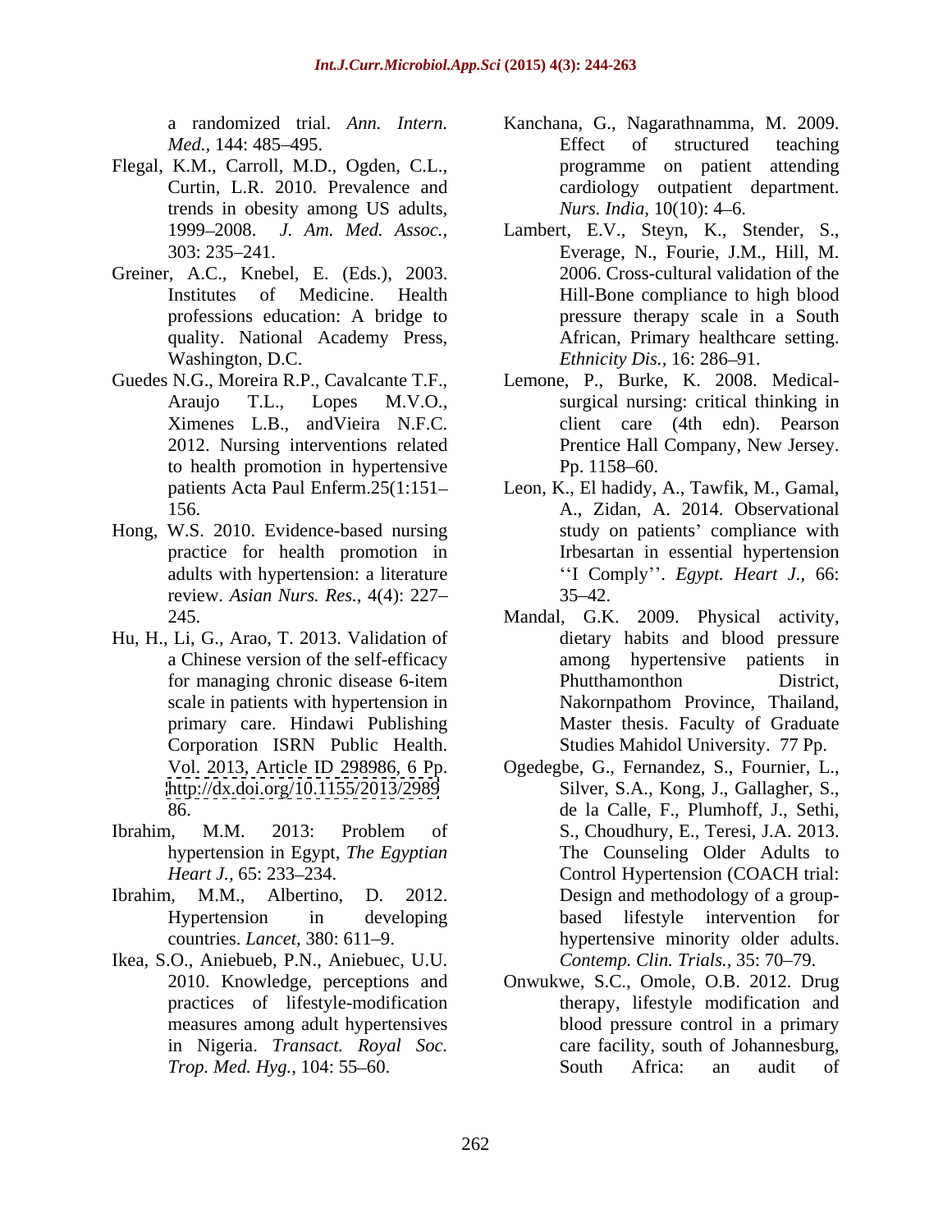a randomized trial. *Ann. Intern. Med.,* 144: 485–495.

Flegal, K.M., Carroll, M.D., Ogden, C.L., Curtin, L.R. 2010. Prevalence and trends in obesity among US adults, 1999–2008. *J. Am. Med. Assoc.,* 303: 235–241.

Greiner, A.C., Knebel, E. (Eds.), 2003. Institutes of Medicine. Health professions education: A bridge to quality. National Academy Press, Washington, D.C.

Guedes N.G., Moreira R.P., Cavalcante T.F., Araujo T.L., Lopes M.V.O., Ximenes L.B., andVieira N.F.C. 2012. Nursing interventions related to health promotion in hypertensive patients Acta Paul Enferm.25(1:151–156.

Hong, W.S. 2010. Evidence-based nursing practice for health promotion in adults with hypertension: a literature review. *Asian Nurs. Res.,* 4(4): 227–245.

Hu, H., Li, G., Arao, T. 2013. Validation of a Chinese version of the self-efficacy for managing chronic disease 6-item scale in patients with hypertension in primary care. Hindawi Publishing Corporation ISRN Public Health. Vol. 2013, Article ID 298986, 6 Pp. http://dx.doi.org/10.1155/2013/298986.

Ibrahim, M.M. 2013: Problem of hypertension in Egypt, *The Egyptian Heart J.,* 65: 233–234.

Ibrahim, M.M., Albertino, D. 2012. Hypertension in developing countries. *Lancet,* 380: 611–9.

Ikea, S.O., Aniebueb, P.N., Aniebuec, U.U. 2010. Knowledge, perceptions and practices of lifestyle-modification measures among adult hypertensives in Nigeria. *Transact. Royal Soc. Trop. Med. Hyg.,* 104: 55–60.

Kanchana, G., Nagarathnamma, M. 2009. Effect of structured teaching programme on patient attending cardiology outpatient department. *Nurs. India,* 10(10): 4–6.

Lambert, E.V., Steyn, K., Stender, S., Everage, N., Fourie, J.M., Hill, M. 2006. Cross-cultural validation of the Hill-Bone compliance to high blood pressure therapy scale in a South African, Primary healthcare setting. *Ethnicity Dis.,* 16: 286–91.

Lemone, P., Burke, K. 2008. Medical-surgical nursing: critical thinking in client care (4th edn). Pearson Prentice Hall Company, New Jersey. Pp. 1158–60.

Leon, K., El hadidy, A., Tawfik, M., Gamal, A., Zidan, A. 2014. Observational study on patients' compliance with Irbesartan in essential hypertension ''I Comply''. *Egypt. Heart J.,* 66: 35–42.

Mandal, G.K. 2009. Physical activity, dietary habits and blood pressure among hypertensive patients in Phutthamonthon District, Nakornpathom Province, Thailand, Master thesis. Faculty of Graduate Studies Mahidol University. 77 Pp.

Ogedegbe, G., Fernandez, S., Fournier, L., Silver, S.A., Kong, J., Gallagher, S., de la Calle, F., Plumhoff, J., Sethi, S., Choudhury, E., Teresi, J.A. 2013. The Counseling Older Adults to Control Hypertension (COACH trial: Design and methodology of a group-based lifestyle intervention for hypertensive minority older adults. *Contemp. Clin. Trials.,* 35: 70–79.

Onwukwe, S.C., Omole, O.B. 2012. Drug therapy, lifestyle modification and blood pressure control in a primary care facility, south of Johannesburg, South Africa: an audit of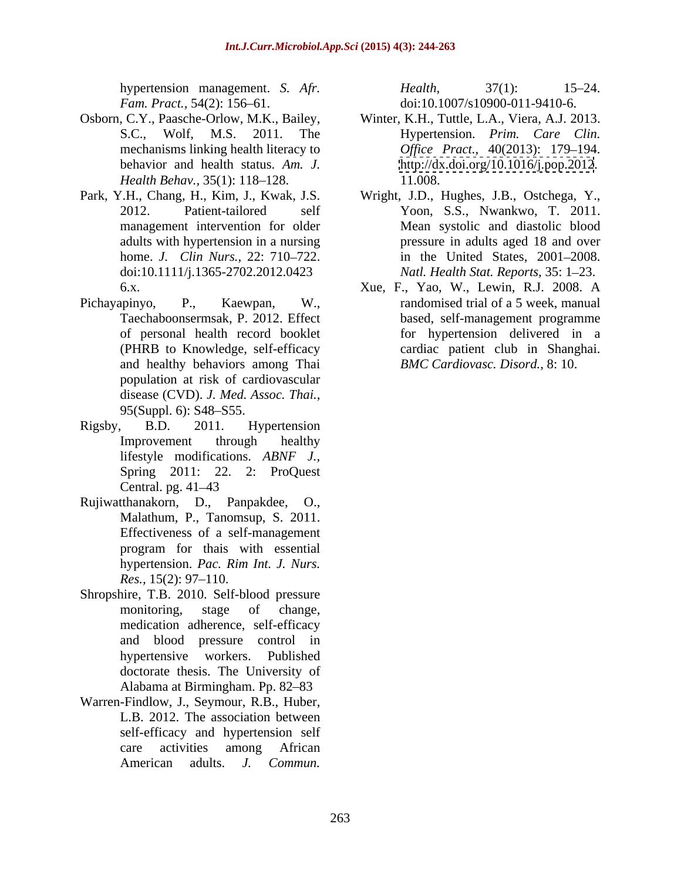hypertension management. *S. Afr. Fam. Pract.,* 54(2): 156–61.

Osborn, C.Y., Paasche-Orlow, M.K., Bailey, S.C., Wolf, M.S. 2011. The mechanisms linking health literacy to behavior and health status. *Am. J. Health Behav.,* 35(1): 118–128.

Park, Y.H., Chang, H., Kim, J., Kwak, J.S. 2012. Patient-tailored self management intervention for older adults with hypertension in a nursing home. *J. Clin Nurs.,* 22: 710–722. doi:10.1111/j.1365-2702.2012.04236.x.

Pichayapinyo, P., Kaewpan, W., Taechaboonsermsak, P. 2012. Effect of personal health record booklet (PHRB to Knowledge, self-efficacy and healthy behaviors among Thai population at risk of cardiovascular disease (CVD). *J. Med. Assoc. Thai.,* 95(Suppl. 6): S48–S55.

Rigsby, B.D. 2011. Hypertension Improvement through healthy lifestyle modifications. *ABNF J.,* Spring 2011: 22. 2: ProQuest Central. pg. 41–43

Rujiwatthanakorn, D., Panpakdee, O., Malathum, P., Tanomsup, S. 2011. Effectiveness of a self-management program for thais with essential hypertension. *Pac. Rim Int. J. Nurs. Res.,* 15(2): 97–110.

Shropshire, T.B. 2010. Self-blood pressure monitoring, stage of change, medication adherence, self-efficacy and blood pressure control in hypertensive workers. Published doctorate thesis. The University of Alabama at Birmingham. Pp. 82–83

Warren-Findlow, J., Seymour, R.B., Huber, L.B. 2012. The association between self-efficacy and hypertension self care activities among African American adults. *J. Commun. Health,* 37(1): 15–24. doi:10.1007/s10900-011-9410-6.

Winter, K.H., Tuttle, L.A., Viera, A.J. 2013. Hypertension. *Prim. Care Clin. Office Pract.,* 40(2013): 179–194. http://dx.doi.org/10.1016/j.pop.2012.11.008.

Wright, J.D., Hughes, J.B., Ostchega, Y., Yoon, S.S., Nwankwo, T. 2011. Mean systolic and diastolic blood pressure in adults aged 18 and over in the United States, 2001–2008. *Natl. Health Stat. Reports,* 35: 1–23.

Xue, F., Yao, W., Lewin, R.J. 2008. A randomised trial of a 5 week, manual based, self-management programme for hypertension delivered in a cardiac patient club in Shanghai. *BMC Cardiovasc. Disord.,* 8: 10.